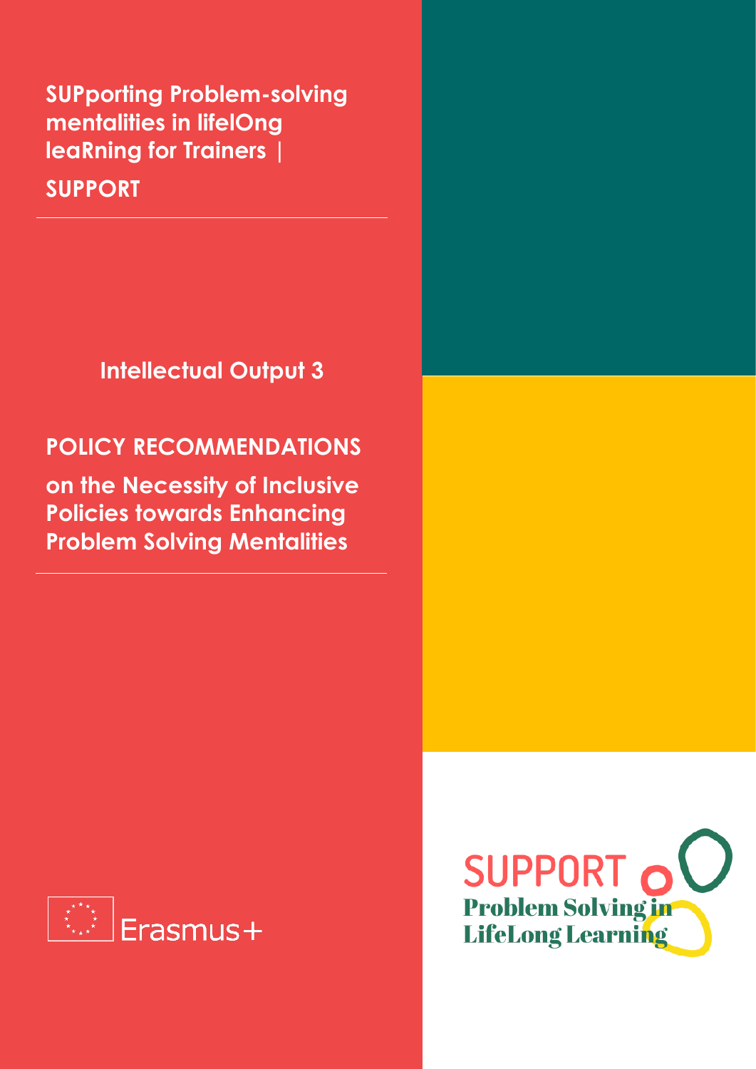**SUPporting Problem-solving mentalities in lifelOng leaRning for Trainers |**

**SUPPORT**

## Intellectual Output 3

# POLICY RECOMMENDATIONS

## on the Necessity of Inclusive Policies towards Enhancing Problem Solving Mentalities

Erasmus+

SUPPORT

Problem Solving in LifeLong Learning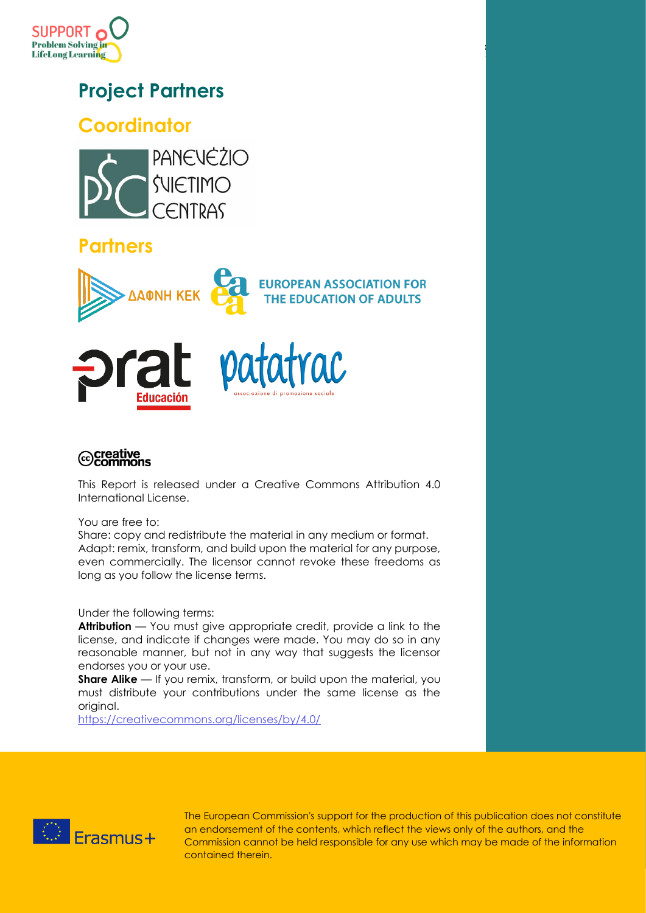# Project Partners

## Coordinator

PANEVĖŽIO ŠVIETIMO CENTRAS

## Partners

ΔΑΦΝΗ ΚΕΚ

EUROPEAN ASSOCIATION FOR THE EDUCATION OF ADULTS

prat Educación

patatrac associazione di promozione sociale

creative commons

This Report is released under a Creative Commons Attribution 4.0 International License.

You are free to:
Share: copy and redistribute the material in any medium or format.
Adapt: remix, transform, and build upon the material for any purpose, even commercially. The licensor cannot revoke these freedoms as long as you follow the license terms.

Under the following terms:
**Attribution** — You must give appropriate credit, provide a link to the license, and indicate if changes were made. You may do so in any reasonable manner, but not in any way that suggests the licensor endorses you or your use.
**Share Alike** — If you remix, transform, or build upon the material, you must distribute your contributions under the same license as the original.
https://creativecommons.org/licenses/by/4.0/

Erasmus+

The European Commission's support for the production of this publication does not constitute an endorsement of the contents, which reflect the views only of the authors, and the Commission cannot be held responsible for any use which may be made of the information contained therein.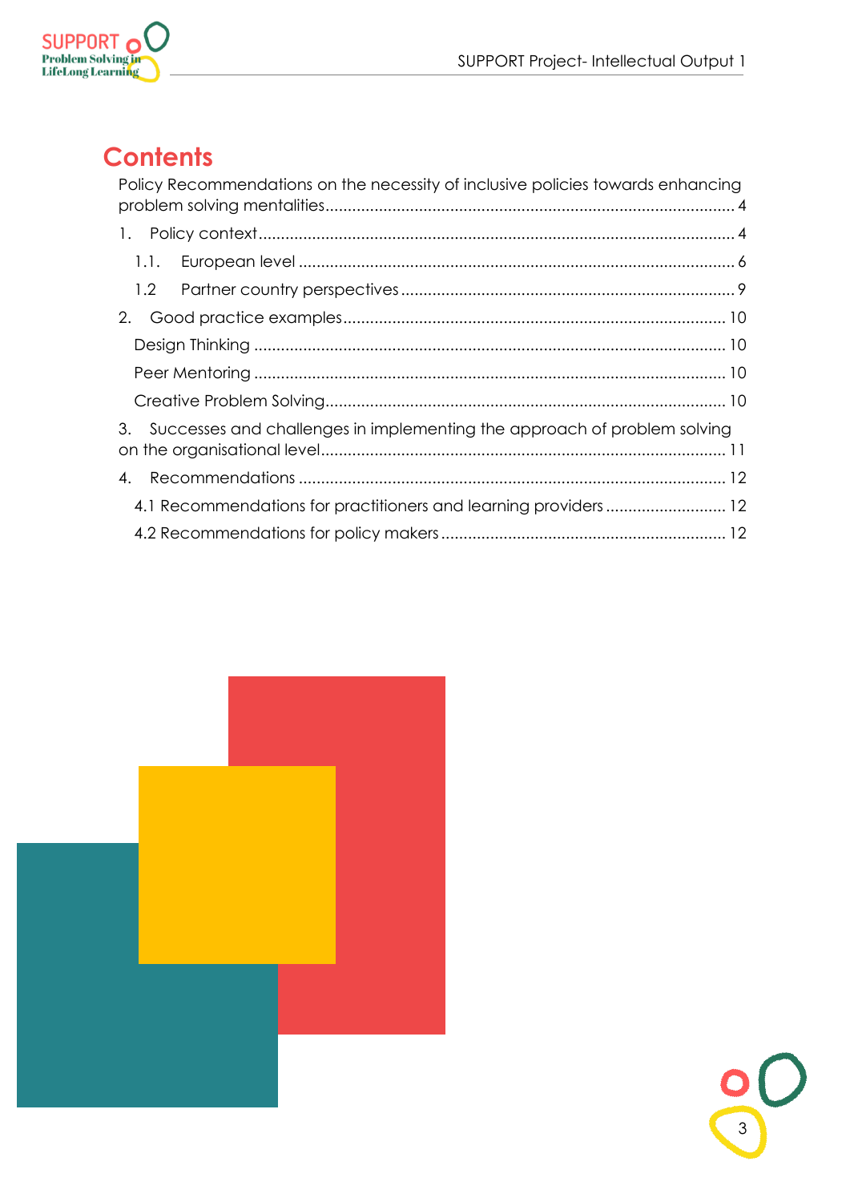# Contents

Policy Recommendations on the necessity of inclusive policies towards enhancing problem solving mentalities ........ 4

1. Policy context ........ 4
   - 1.1. European level ........ 6
   - 1.2 Partner country perspectives ........ 9
2. Good practice examples ........ 10
   - Design Thinking ........ 10
   - Peer Mentoring ........ 10
   - Creative Problem Solving ........ 10
3. Successes and challenges in implementing the approach of problem solving on the organisational level ........ 11
4. Recommendations ........ 12
   - 4.1 Recommendations for practitioners and learning providers ........ 12
   - 4.2 Recommendations for policy makers ........ 12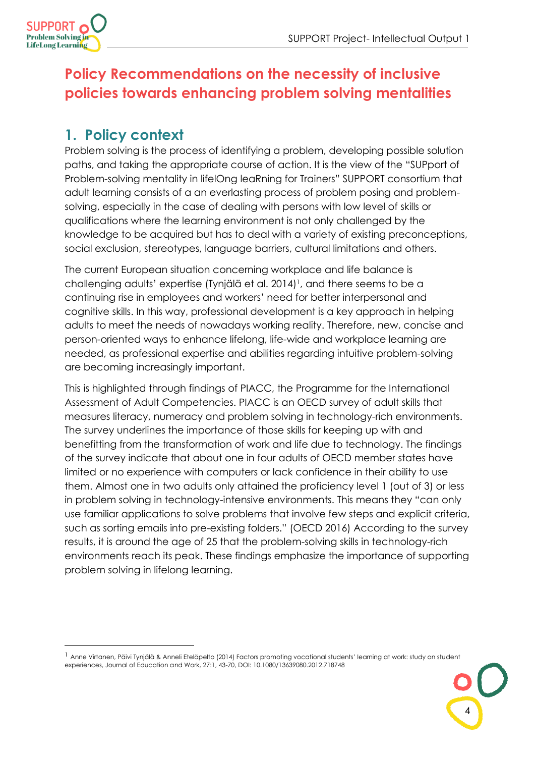# Policy Recommendations on the necessity of inclusive policies towards enhancing problem solving mentalities

## 1. Policy context

Problem solving is the process of identifying a problem, developing possible solution paths, and taking the appropriate course of action. It is the view of the "SUPport of Problem-solving mentality in lifelOng leaRning for Trainers" SUPPORT consortium that adult learning consists of a an everlasting process of problem posing and problem-solving, especially in the case of dealing with persons with low level of skills or qualifications where the learning environment is not only challenged by the knowledge to be acquired but has to deal with a variety of existing preconceptions, social exclusion, stereotypes, language barriers, cultural limitations and others.

The current European situation concerning workplace and life balance is challenging adults' expertise (Tynjälä et al. 2014)[1], and there seems to be a continuing rise in employees and workers' need for better interpersonal and cognitive skills. In this way, professional development is a key approach in helping adults to meet the needs of nowadays working reality. Therefore, new, concise and person-oriented ways to enhance lifelong, life-wide and workplace learning are needed, as professional expertise and abilities regarding intuitive problem-solving are becoming increasingly important.

This is highlighted through findings of PIACC, the Programme for the International Assessment of Adult Competencies. PIACC is an OECD survey of adult skills that measures literacy, numeracy and problem solving in technology-rich environments. The survey underlines the importance of those skills for keeping up with and benefitting from the transformation of work and life due to technology. The findings of the survey indicate that about one in four adults of OECD member states have limited or no experience with computers or lack confidence in their ability to use them. Almost one in two adults only attained the proficiency level 1 (out of 3) or less in problem solving in technology-intensive environments. This means they "can only use familiar applications to solve problems that involve few steps and explicit criteria, such as sorting emails into pre-existing folders." (OECD 2016) According to the survey results, it is around the age of 25 that the problem-solving skills in technology-rich environments reach its peak. These findings emphasize the importance of supporting problem solving in lifelong learning.

---

[1] Anne Virtanen, Päivi Tynjälä & Anneli Eteläpelto (2014) Factors promoting vocational students' learning at work: study on student experiences, Journal of Education and Work, 27:1, 43-70, DOI: 10.1080/13639080.2012.718748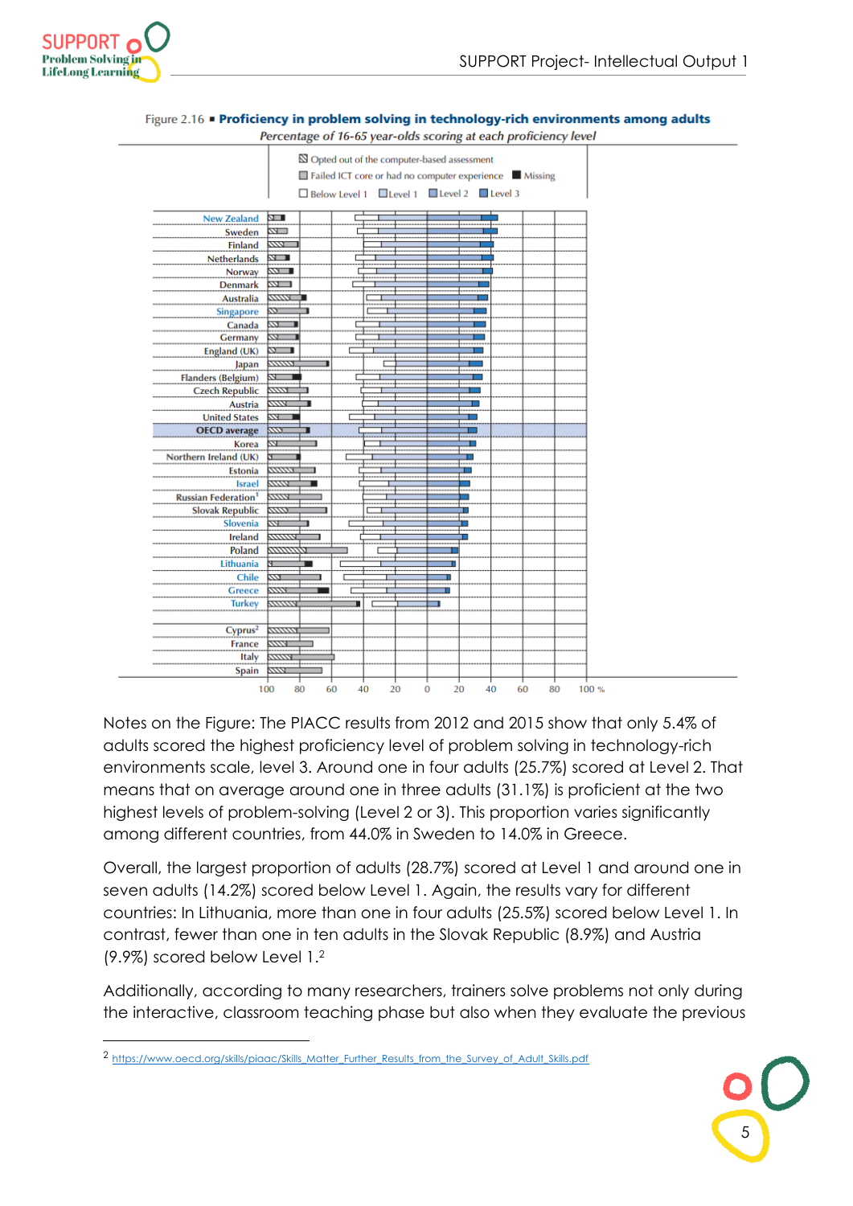Figure 2.16 ▪ **Proficiency in problem solving in technology-rich environments among adults**

*Percentage of 16-65 year-olds scoring at each proficiency level*

Opted out of the computer-based assessment
Failed ICT core or had no computer experience   Missing
Below Level 1   Level 1   Level 2   Level 3

New Zealand
Sweden
Finland
Netherlands
Norway
Denmark
Australia
Singapore
Canada
Germany
England (UK)
Japan
Flanders (Belgium)
Czech Republic
Austria
United States
**OECD average**
Korea
Northern Ireland (UK)
Estonia
Israel
Russian Federation[1]
Slovak Republic
Slovenia
Ireland
Poland
Lithuania
Chile
Greece
Turkey

Cyprus[2]
France
Italy
Spain

100 80 60 40 20 0 20 40 60 80 100 %

Notes on the Figure: The PIACC results from 2012 and 2015 show that only 5.4% of adults scored the highest proficiency level of problem solving in technology-rich environments scale, level 3. Around one in four adults (25.7%) scored at Level 2. That means that on average around one in three adults (31.1%) is proficient at the two highest levels of problem-solving (Level 2 or 3). This proportion varies significantly among different countries, from 44.0% in Sweden to 14.0% in Greece.

Overall, the largest proportion of adults (28.7%) scored at Level 1 and around one in seven adults (14.2%) scored below Level 1. Again, the results vary for different countries: In Lithuania, more than one in four adults (25.5%) scored below Level 1. In contrast, fewer than one in ten adults in the Slovak Republic (8.9%) and Austria (9.9%) scored below Level 1.[2]

Additionally, according to many researchers, trainers solve problems not only during the interactive, classroom teaching phase but also when they evaluate the previous

---

[2] https://www.oecd.org/skills/piaac/Skills_Matter_Further_Results_from_the_Survey_of_Adult_Skills.pdf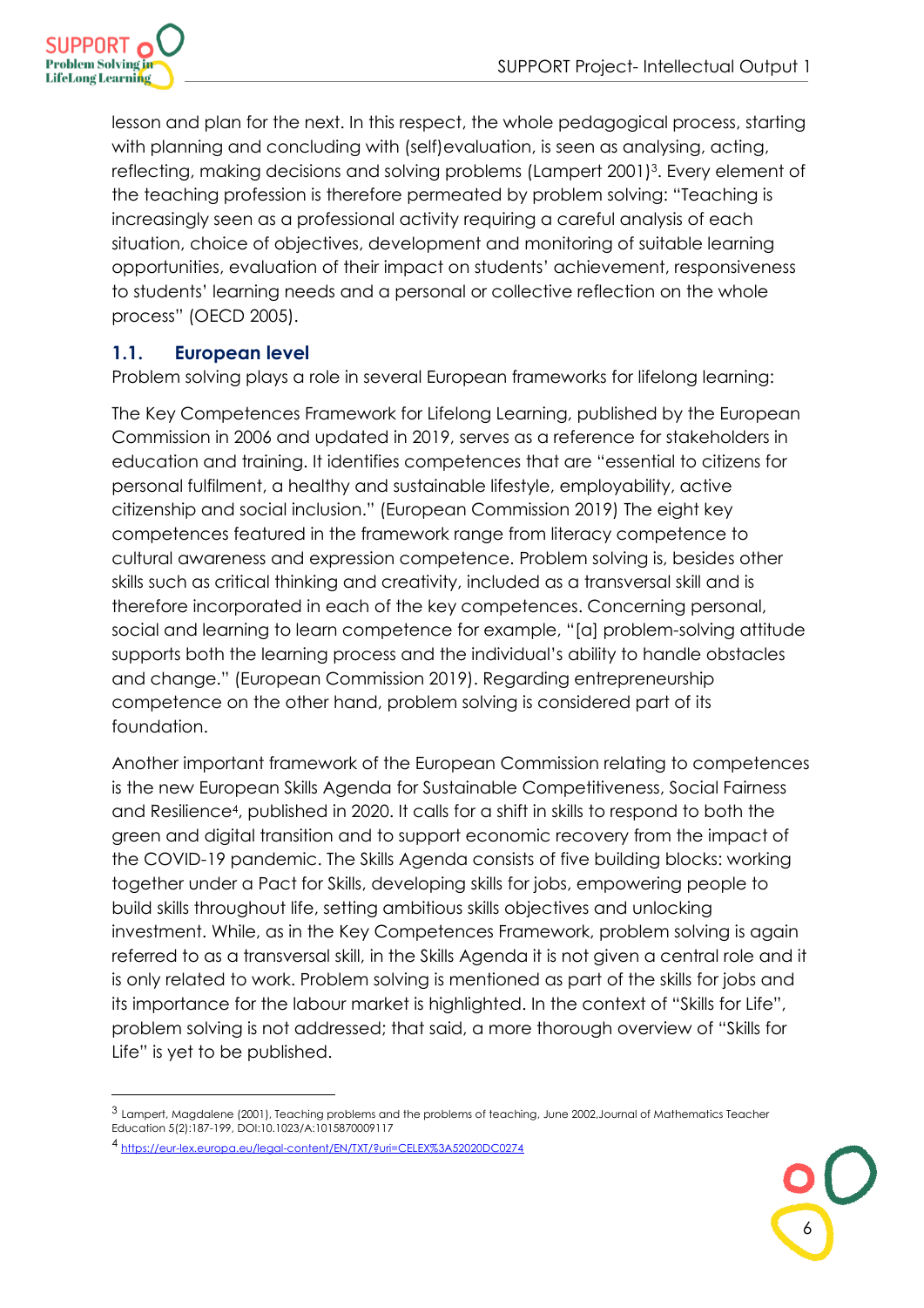lesson and plan for the next. In this respect, the whole pedagogical process, starting with planning and concluding with (self)evaluation, is seen as analysing, acting, reflecting, making decisions and solving problems (Lampert 2001)[3]. Every element of the teaching profession is therefore permeated by problem solving: "Teaching is increasingly seen as a professional activity requiring a careful analysis of each situation, choice of objectives, development and monitoring of suitable learning opportunities, evaluation of their impact on students' achievement, responsiveness to students' learning needs and a personal or collective reflection on the whole process" (OECD 2005).

## 1.1. European level

Problem solving plays a role in several European frameworks for lifelong learning:

The Key Competences Framework for Lifelong Learning, published by the European Commission in 2006 and updated in 2019, serves as a reference for stakeholders in education and training. It identifies competences that are "essential to citizens for personal fulfilment, a healthy and sustainable lifestyle, employability, active citizenship and social inclusion." (European Commission 2019) The eight key competences featured in the framework range from literacy competence to cultural awareness and expression competence. Problem solving is, besides other skills such as critical thinking and creativity, included as a transversal skill and is therefore incorporated in each of the key competences. Concerning personal, social and learning to learn competence for example, "[a] problem-solving attitude supports both the learning process and the individual's ability to handle obstacles and change." (European Commission 2019). Regarding entrepreneurship competence on the other hand, problem solving is considered part of its foundation.

Another important framework of the European Commission relating to competences is the new European Skills Agenda for Sustainable Competitiveness, Social Fairness and Resilience[4], published in 2020. It calls for a shift in skills to respond to both the green and digital transition and to support economic recovery from the impact of the COVID-19 pandemic. The Skills Agenda consists of five building blocks: working together under a Pact for Skills, developing skills for jobs, empowering people to build skills throughout life, setting ambitious skills objectives and unlocking investment. While, as in the Key Competences Framework, problem solving is again referred to as a transversal skill, in the Skills Agenda it is not given a central role and it is only related to work. Problem solving is mentioned as part of the skills for jobs and its importance for the labour market is highlighted. In the context of "Skills for Life", problem solving is not addressed; that said, a more thorough overview of "Skills for Life" is yet to be published.

---

[3] Lampert, Magdalene (2001), Teaching problems and the problems of teaching, June 2002,Journal of Mathematics Teacher Education 5(2):187-199, DOI:10.1023/A:1015870009117

[4] https://eur-lex.europa.eu/legal-content/EN/TXT/?uri=CELEX%3A52020DC0274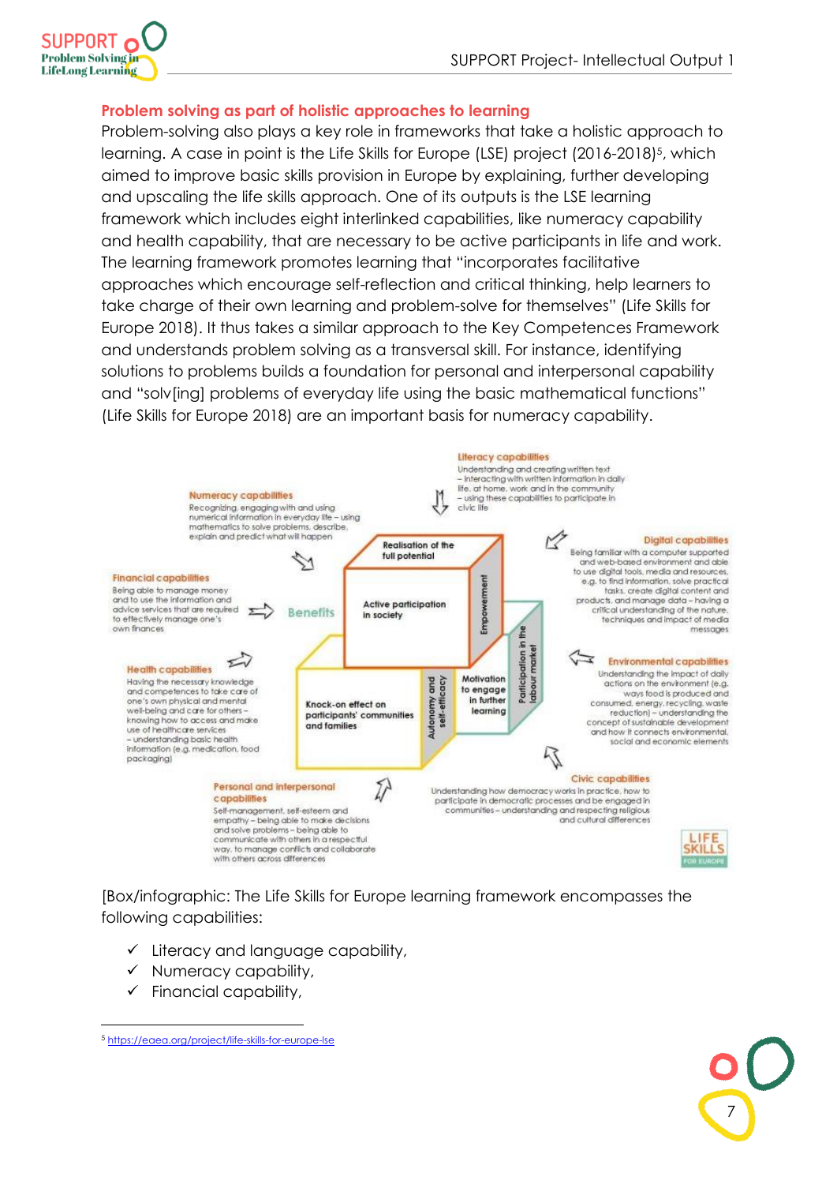## Problem solving as part of holistic approaches to learning

Problem-solving also plays a key role in frameworks that take a holistic approach to learning. A case in point is the Life Skills for Europe (LSE) project (2016-2018)[5], which aimed to improve basic skills provision in Europe by explaining, further developing and upscaling the life skills approach. One of its outputs is the LSE learning framework which includes eight interlinked capabilities, like numeracy capability and health capability, that are necessary to be active participants in life and work. The learning framework promotes learning that "incorporates facilitative approaches which encourage self-reflection and critical thinking, help learners to take charge of their own learning and problem-solve for themselves" (Life Skills for Europe 2018). It thus takes a similar approach to the Key Competences Framework and understands problem solving as a transversal skill. For instance, identifying solutions to problems builds a foundation for personal and interpersonal capability and "solv[ing] problems of everyday life using the basic mathematical functions" (Life Skills for Europe 2018) are an important basis for numeracy capability.

**Literacy capabilities**
Understanding and creating written text – interacting with written information in daily life, at home, work and in the community – using these capabilities to participate in civic life

**Numeracy capabilities**
Recognizing, engaging with and using numerical information in everyday life – using mathematics to solve problems, describe, explain and predict what will happen

**Digital capabilities**
Being familiar with a computer supported and web-based environment and able to use digital tools, media and resources, e.g. to find information, solve practical tasks, create digital content and products, and manage data – having a critical understanding of the nature, techniques and impact of media messages

**Financial capabilities**
Being able to manage money and to use the information and advice services that are required to effectively manage one's own finances

**Health capabilities**
Having the necessary knowledge and competences to take care of one's own physical and mental well-being and care for others – knowing how to access and make use of healthcare services – understanding basic health information (e.g. medication, food packaging)

**Environmental capabilities**
Understanding the impact of daily actions on the environment (e.g. ways food is produced and consumed, energy, recycling, waste reduction) – understanding the concept of sustainable development and how it connects environmental, social and economic elements

**Personal and interpersonal capabilities**
Self-management, self-esteem and empathy – being able to make decisions and solve problems – being able to communicate with others in a respectful way, to manage conflicts and collaborate with others across differences

**Civic capabilities**
Understanding how democracy works in practice, how to participate in democratic processes and be engaged in communities – understanding and respecting religious and cultural differences

**Benefits:** Realisation of the full potential; Active participation in society; Empowerment; Knock-on effect on participants' communities and families; Autonomy and self-efficacy; Motivation to engage in further learning; Participation in the labour market

LIFE SKILLS FOR EUROPE

[Box/infographic: The Life Skills for Europe learning framework encompasses the following capabilities:

- ✓ Literacy and language capability,
- ✓ Numeracy capability,
- ✓ Financial capability,

---

[5] https://eaea.org/project/life-skills-for-europe-lse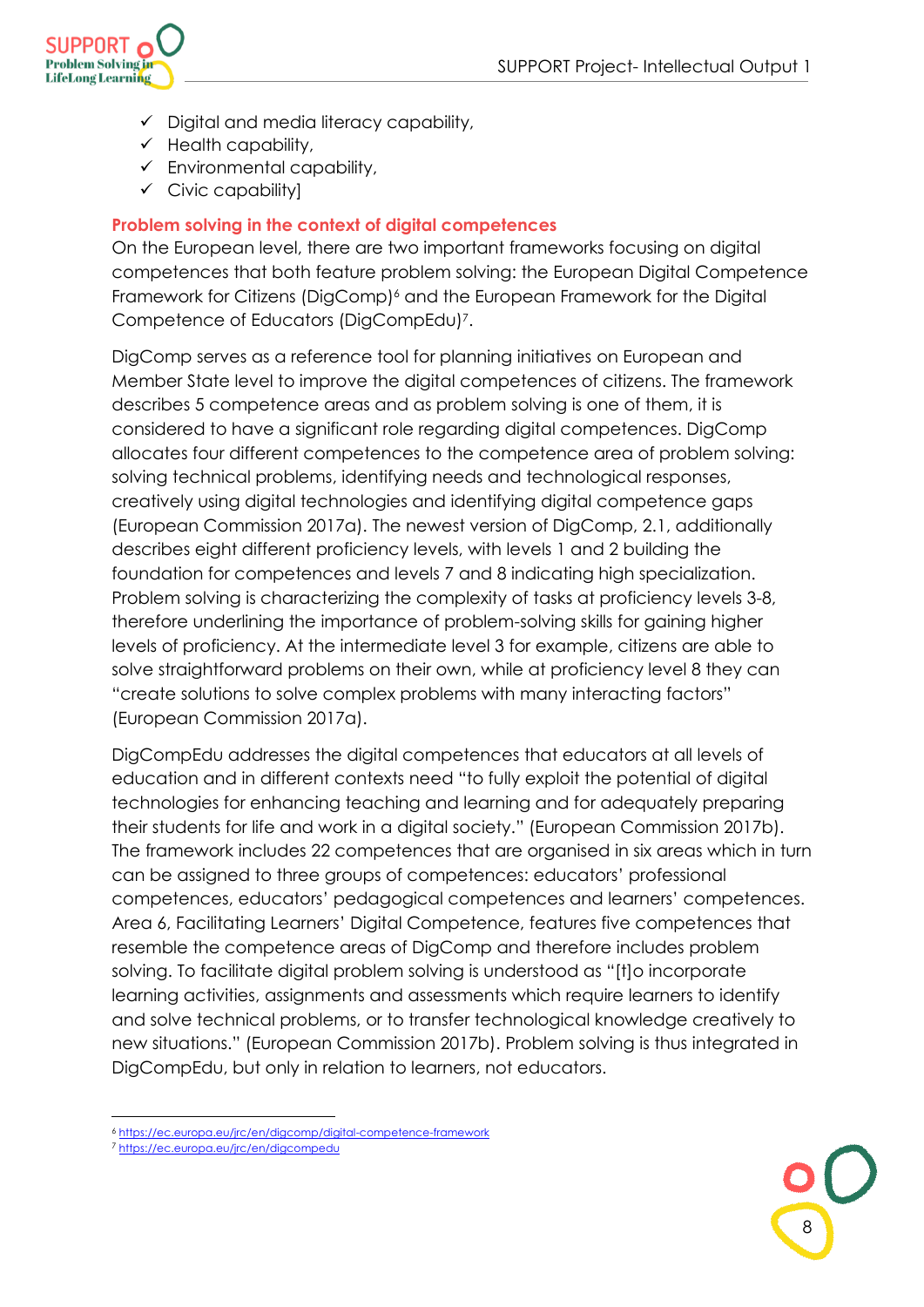- ✓ Digital and media literacy capability,
- ✓ Health capability,
- ✓ Environmental capability,
- ✓ Civic capability]

### Problem solving in the context of digital competences

On the European level, there are two important frameworks focusing on digital competences that both feature problem solving: the European Digital Competence Framework for Citizens (DigComp)[6] and the European Framework for the Digital Competence of Educators (DigCompEdu)[7].

DigComp serves as a reference tool for planning initiatives on European and Member State level to improve the digital competences of citizens. The framework describes 5 competence areas and as problem solving is one of them, it is considered to have a significant role regarding digital competences. DigComp allocates four different competences to the competence area of problem solving: solving technical problems, identifying needs and technological responses, creatively using digital technologies and identifying digital competence gaps (European Commission 2017a). The newest version of DigComp, 2.1, additionally describes eight different proficiency levels, with levels 1 and 2 building the foundation for competences and levels 7 and 8 indicating high specialization. Problem solving is characterizing the complexity of tasks at proficiency levels 3-8, therefore underlining the importance of problem-solving skills for gaining higher levels of proficiency. At the intermediate level 3 for example, citizens are able to solve straightforward problems on their own, while at proficiency level 8 they can "create solutions to solve complex problems with many interacting factors" (European Commission 2017a).

DigCompEdu addresses the digital competences that educators at all levels of education and in different contexts need "to fully exploit the potential of digital technologies for enhancing teaching and learning and for adequately preparing their students for life and work in a digital society." (European Commission 2017b). The framework includes 22 competences that are organised in six areas which in turn can be assigned to three groups of competences: educators' professional competences, educators' pedagogical competences and learners' competences. Area 6, Facilitating Learners' Digital Competence, features five competences that resemble the competence areas of DigComp and therefore includes problem solving. To facilitate digital problem solving is understood as "[t]o incorporate learning activities, assignments and assessments which require learners to identify and solve technical problems, or to transfer technological knowledge creatively to new situations." (European Commission 2017b). Problem solving is thus integrated in DigCompEdu, but only in relation to learners, not educators.

---

[6] https://ec.europa.eu/jrc/en/digcomp/digital-competence-framework

[7] https://ec.europa.eu/jrc/en/digcompedu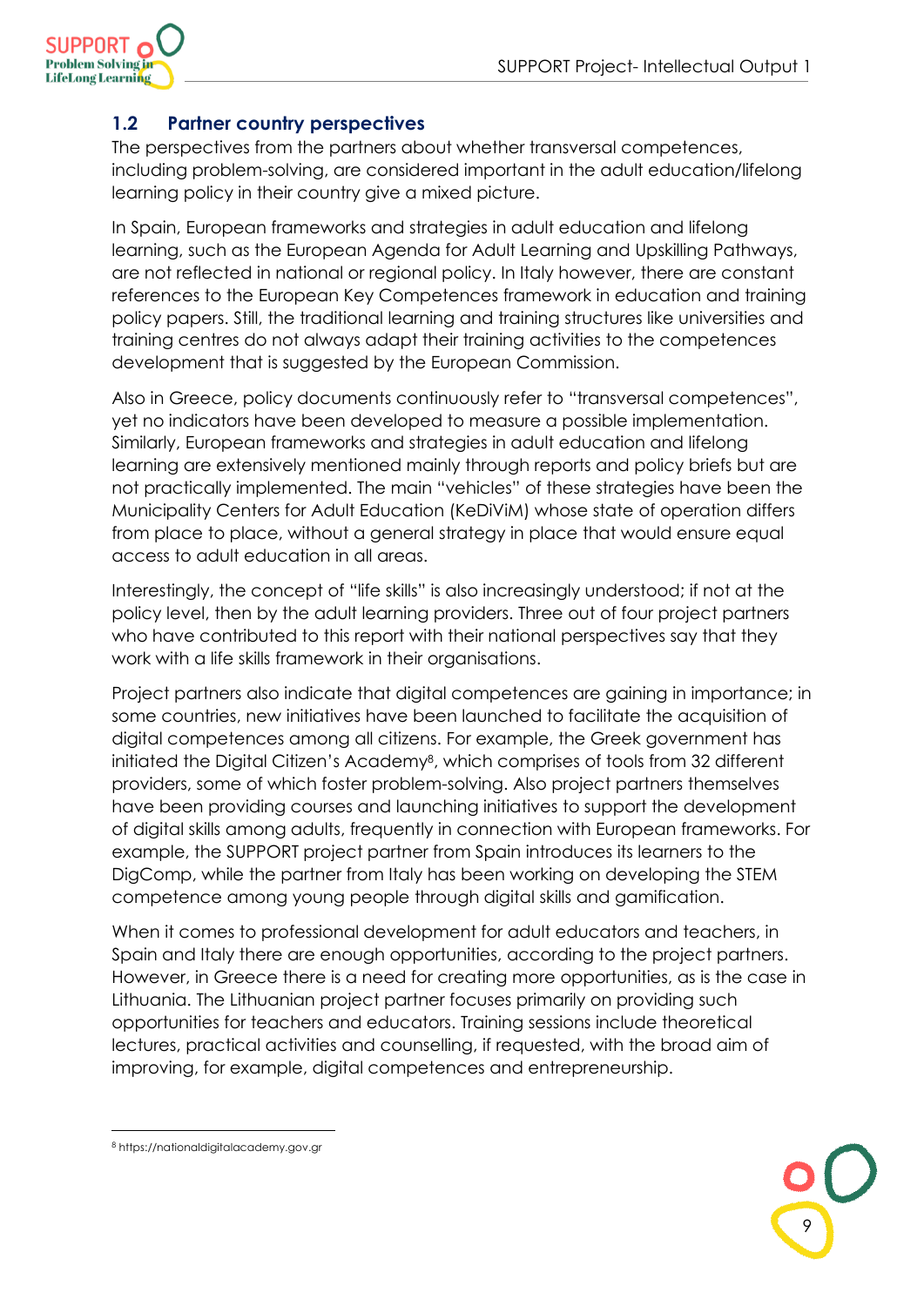## 1.2 Partner country perspectives

The perspectives from the partners about whether transversal competences, including problem-solving, are considered important in the adult education/lifelong learning policy in their country give a mixed picture.

In Spain, European frameworks and strategies in adult education and lifelong learning, such as the European Agenda for Adult Learning and Upskilling Pathways, are not reflected in national or regional policy. In Italy however, there are constant references to the European Key Competences framework in education and training policy papers. Still, the traditional learning and training structures like universities and training centres do not always adapt their training activities to the competences development that is suggested by the European Commission.

Also in Greece, policy documents continuously refer to "transversal competences", yet no indicators have been developed to measure a possible implementation. Similarly, European frameworks and strategies in adult education and lifelong learning are extensively mentioned mainly through reports and policy briefs but are not practically implemented. The main "vehicles" of these strategies have been the Municipality Centers for Adult Education (KeDiViM) whose state of operation differs from place to place, without a general strategy in place that would ensure equal access to adult education in all areas.

Interestingly, the concept of "life skills" is also increasingly understood; if not at the policy level, then by the adult learning providers. Three out of four project partners who have contributed to this report with their national perspectives say that they work with a life skills framework in their organisations.

Project partners also indicate that digital competences are gaining in importance; in some countries, new initiatives have been launched to facilitate the acquisition of digital competences among all citizens. For example, the Greek government has initiated the Digital Citizen's Academy[8], which comprises of tools from 32 different providers, some of which foster problem-solving. Also project partners themselves have been providing courses and launching initiatives to support the development of digital skills among adults, frequently in connection with European frameworks. For example, the SUPPORT project partner from Spain introduces its learners to the DigComp, while the partner from Italy has been working on developing the STEM competence among young people through digital skills and gamification.

When it comes to professional development for adult educators and teachers, in Spain and Italy there are enough opportunities, according to the project partners. However, in Greece there is a need for creating more opportunities, as is the case in Lithuania. The Lithuanian project partner focuses primarily on providing such opportunities for teachers and educators. Training sessions include theoretical lectures, practical activities and counselling, if requested, with the broad aim of improving, for example, digital competences and entrepreneurship.

[8] https://nationaldigitalacademy.gov.gr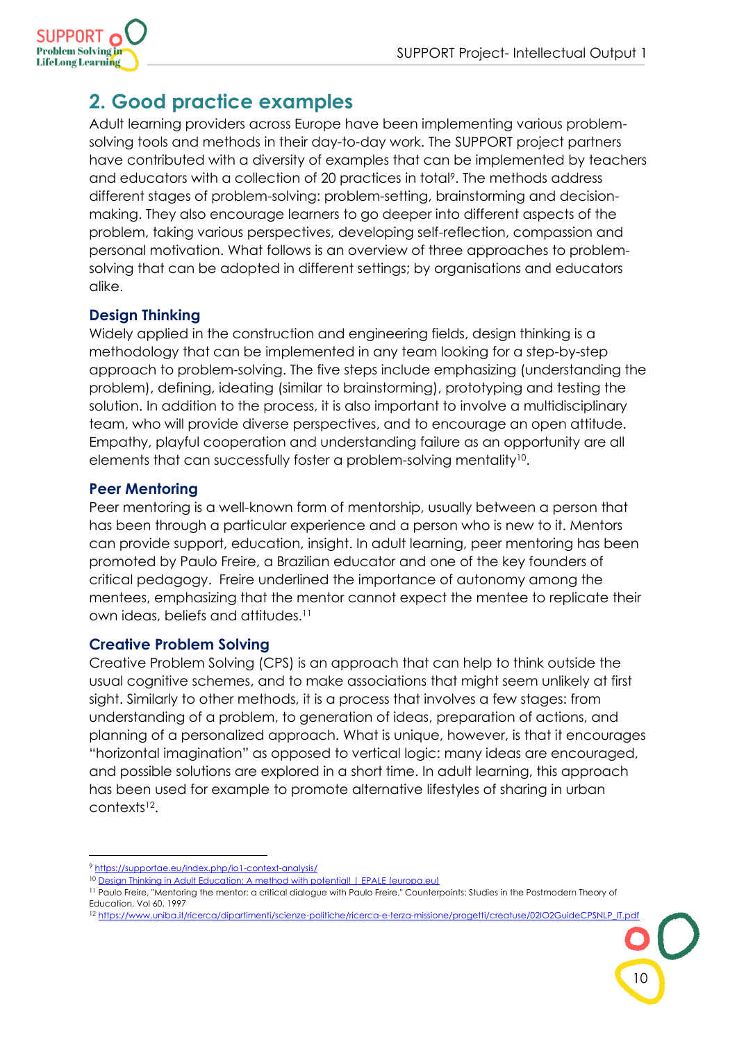## 2. Good practice examples

Adult learning providers across Europe have been implementing various problem-solving tools and methods in their day-to-day work. The SUPPORT project partners have contributed with a diversity of examples that can be implemented by teachers and educators with a collection of 20 practices in total[9]. The methods address different stages of problem-solving: problem-setting, brainstorming and decision-making. They also encourage learners to go deeper into different aspects of the problem, taking various perspectives, developing self-reflection, compassion and personal motivation. What follows is an overview of three approaches to problem-solving that can be adopted in different settings; by organisations and educators alike.

### Design Thinking

Widely applied in the construction and engineering fields, design thinking is a methodology that can be implemented in any team looking for a step-by-step approach to problem-solving. The five steps include emphasizing (understanding the problem), defining, ideating (similar to brainstorming), prototyping and testing the solution. In addition to the process, it is also important to involve a multidisciplinary team, who will provide diverse perspectives, and to encourage an open attitude. Empathy, playful cooperation and understanding failure as an opportunity are all elements that can successfully foster a problem-solving mentality[10].

### Peer Mentoring

Peer mentoring is a well-known form of mentorship, usually between a person that has been through a particular experience and a person who is new to it. Mentors can provide support, education, insight. In adult learning, peer mentoring has been promoted by Paulo Freire, a Brazilian educator and one of the key founders of critical pedagogy. Freire underlined the importance of autonomy among the mentees, emphasizing that the mentor cannot expect the mentee to replicate their own ideas, beliefs and attitudes.[11]

### Creative Problem Solving

Creative Problem Solving (CPS) is an approach that can help to think outside the usual cognitive schemes, and to make associations that might seem unlikely at first sight. Similarly to other methods, it is a process that involves a few stages: from understanding of a problem, to generation of ideas, preparation of actions, and planning of a personalized approach. What is unique, however, is that it encourages "horizontal imagination" as opposed to vertical logic: many ideas are encouraged, and possible solutions are explored in a short time. In adult learning, this approach has been used for example to promote alternative lifestyles of sharing in urban contexts[12].

---

[9] https://supportae.eu/index.php/io1-context-analysis/

[10] Design Thinking in Adult Education: A method with potential! | EPALE (europa.eu)

[11] Paulo Freire, "Mentoring the mentor: a critical dialogue with Paulo Freire," Counterpoints: Studies in the Postmodern Theory of Education, Vol 60, 1997

[12] https://www.uniba.it/ricerca/dipartimenti/scienze-politiche/ricerca-e-terza-missione/progetti/creatuse/02IO2GuideCPSNLP_IT.pdf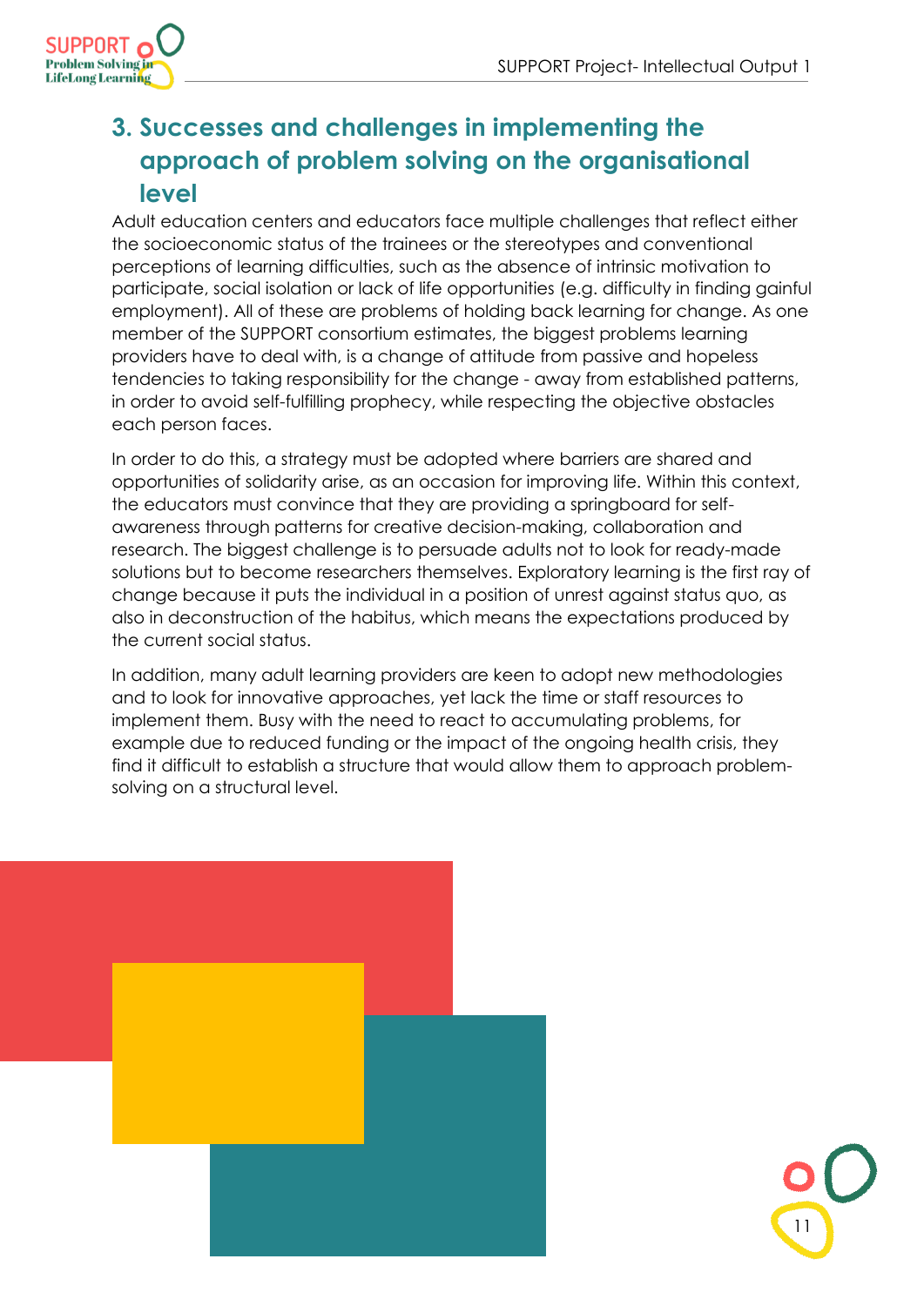# 3. Successes and challenges in implementing the approach of problem solving on the organisational level

Adult education centers and educators face multiple challenges that reflect either the socioeconomic status of the trainees or the stereotypes and conventional perceptions of learning difficulties, such as the absence of intrinsic motivation to participate, social isolation or lack of life opportunities (e.g. difficulty in finding gainful employment). All of these are problems of holding back learning for change. As one member of the SUPPORT consortium estimates, the biggest problems learning providers have to deal with, is a change of attitude from passive and hopeless tendencies to taking responsibility for the change - away from established patterns, in order to avoid self-fulfilling prophecy, while respecting the objective obstacles each person faces.

In order to do this, a strategy must be adopted where barriers are shared and opportunities of solidarity arise, as an occasion for improving life. Within this context, the educators must convince that they are providing a springboard for self-awareness through patterns for creative decision-making, collaboration and research. The biggest challenge is to persuade adults not to look for ready-made solutions but to become researchers themselves. Exploratory learning is the first ray of change because it puts the individual in a position of unrest against status quo, as also in deconstruction of the habitus, which means the expectations produced by the current social status.

In addition, many adult learning providers are keen to adopt new methodologies and to look for innovative approaches, yet lack the time or staff resources to implement them. Busy with the need to react to accumulating problems, for example due to reduced funding or the impact of the ongoing health crisis, they find it difficult to establish a structure that would allow them to approach problem-solving on a structural level.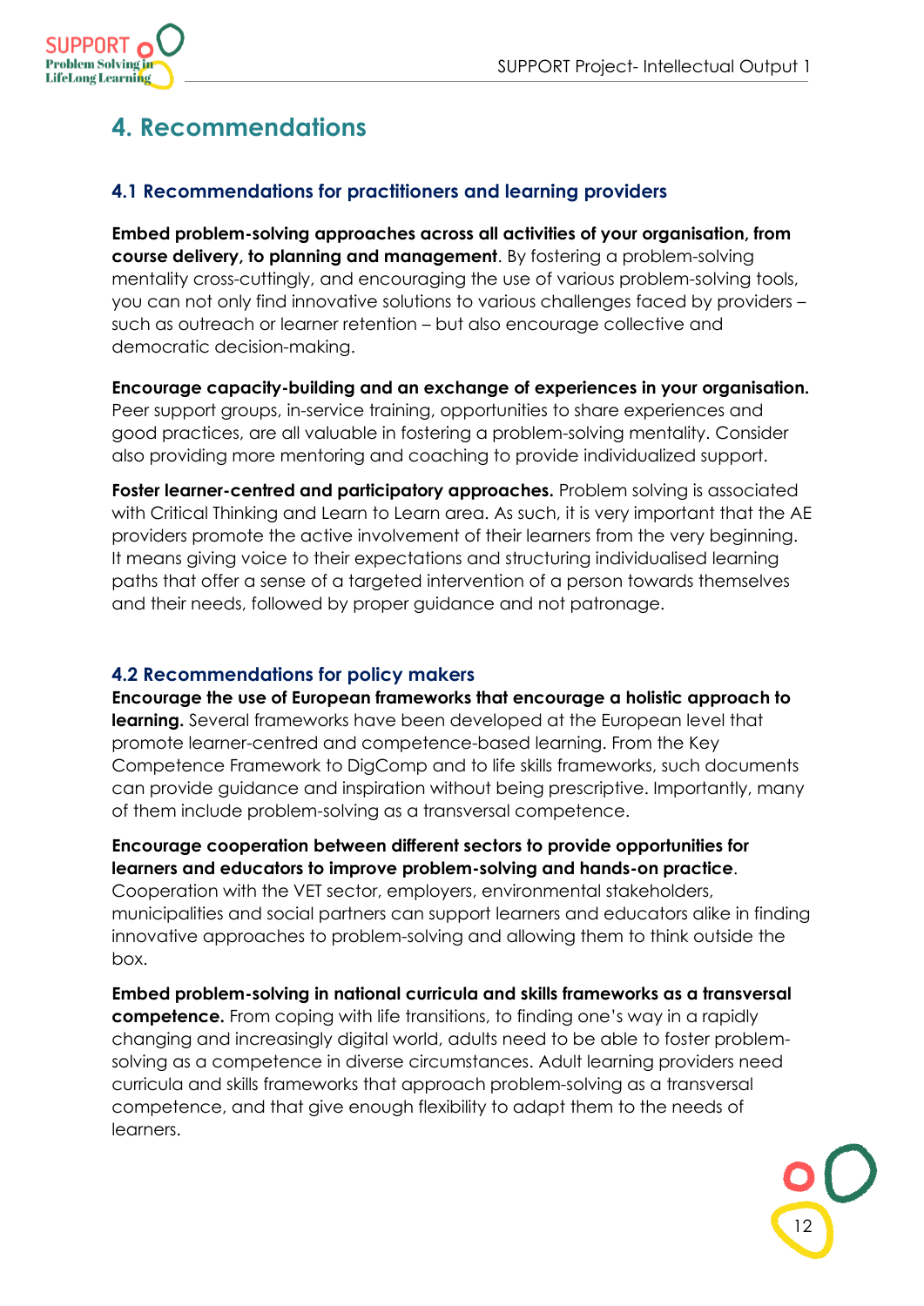# 4. Recommendations

## 4.1 Recommendations for practitioners and learning providers

**Embed problem-solving approaches across all activities of your organisation, from course delivery, to planning and management**. By fostering a problem-solving mentality cross-cuttingly, and encouraging the use of various problem-solving tools, you can not only find innovative solutions to various challenges faced by providers – such as outreach or learner retention – but also encourage collective and democratic decision-making.

**Encourage capacity-building and an exchange of experiences in your organisation.** Peer support groups, in-service training, opportunities to share experiences and good practices, are all valuable in fostering a problem-solving mentality. Consider also providing more mentoring and coaching to provide individualized support.

**Foster learner-centred and participatory approaches.** Problem solving is associated with Critical Thinking and Learn to Learn area. As such, it is very important that the AE providers promote the active involvement of their learners from the very beginning. It means giving voice to their expectations and structuring individualised learning paths that offer a sense of a targeted intervention of a person towards themselves and their needs, followed by proper guidance and not patronage.

## 4.2 Recommendations for policy makers

**Encourage the use of European frameworks that encourage a holistic approach to learning.** Several frameworks have been developed at the European level that promote learner-centred and competence-based learning. From the Key Competence Framework to DigComp and to life skills frameworks, such documents can provide guidance and inspiration without being prescriptive. Importantly, many of them include problem-solving as a transversal competence.

**Encourage cooperation between different sectors to provide opportunities for learners and educators to improve problem-solving and hands-on practice**. Cooperation with the VET sector, employers, environmental stakeholders, municipalities and social partners can support learners and educators alike in finding innovative approaches to problem-solving and allowing them to think outside the box.

**Embed problem-solving in national curricula and skills frameworks as a transversal competence.** From coping with life transitions, to finding one's way in a rapidly changing and increasingly digital world, adults need to be able to foster problem-solving as a competence in diverse circumstances. Adult learning providers need curricula and skills frameworks that approach problem-solving as a transversal competence, and that give enough flexibility to adapt them to the needs of learners.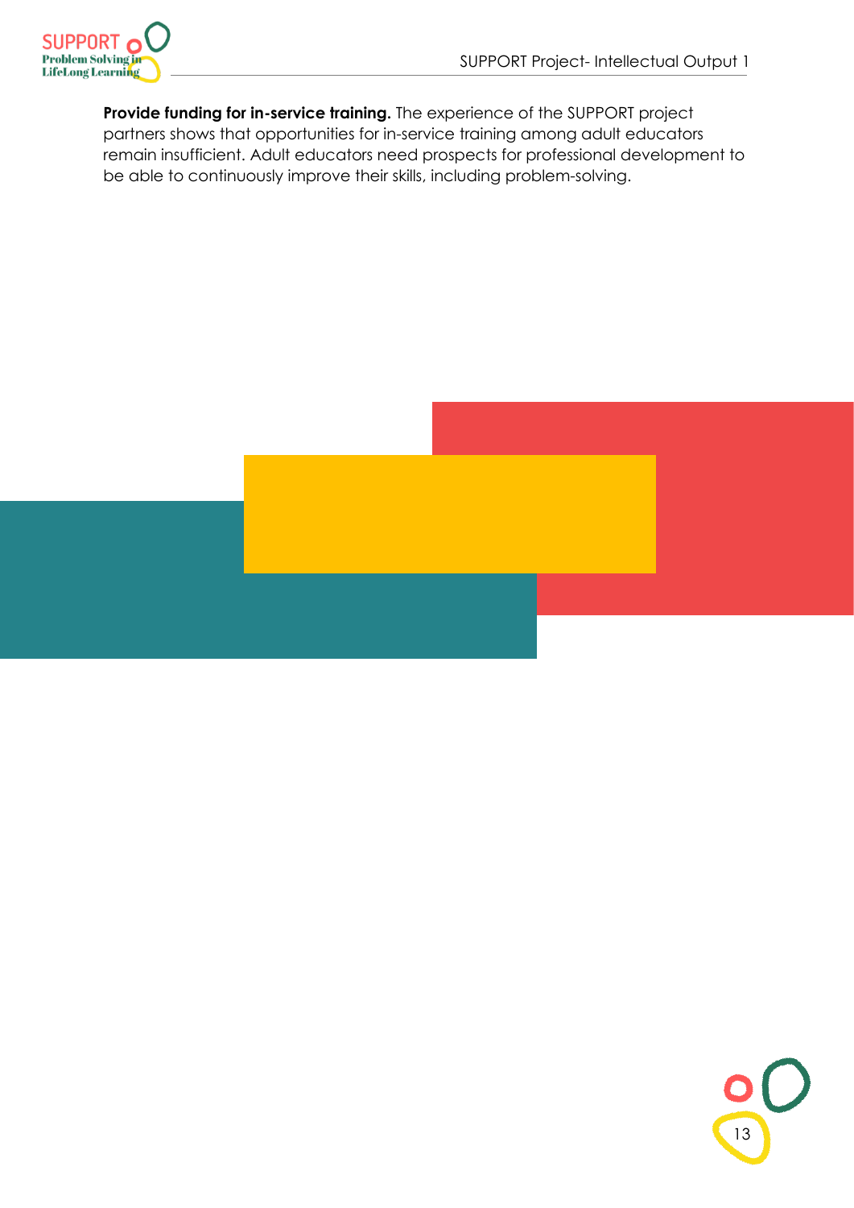**Provide funding for in-service training.** The experience of the SUPPORT project partners shows that opportunities for in-service training among adult educators remain insufficient. Adult educators need prospects for professional development to be able to continuously improve their skills, including problem-solving.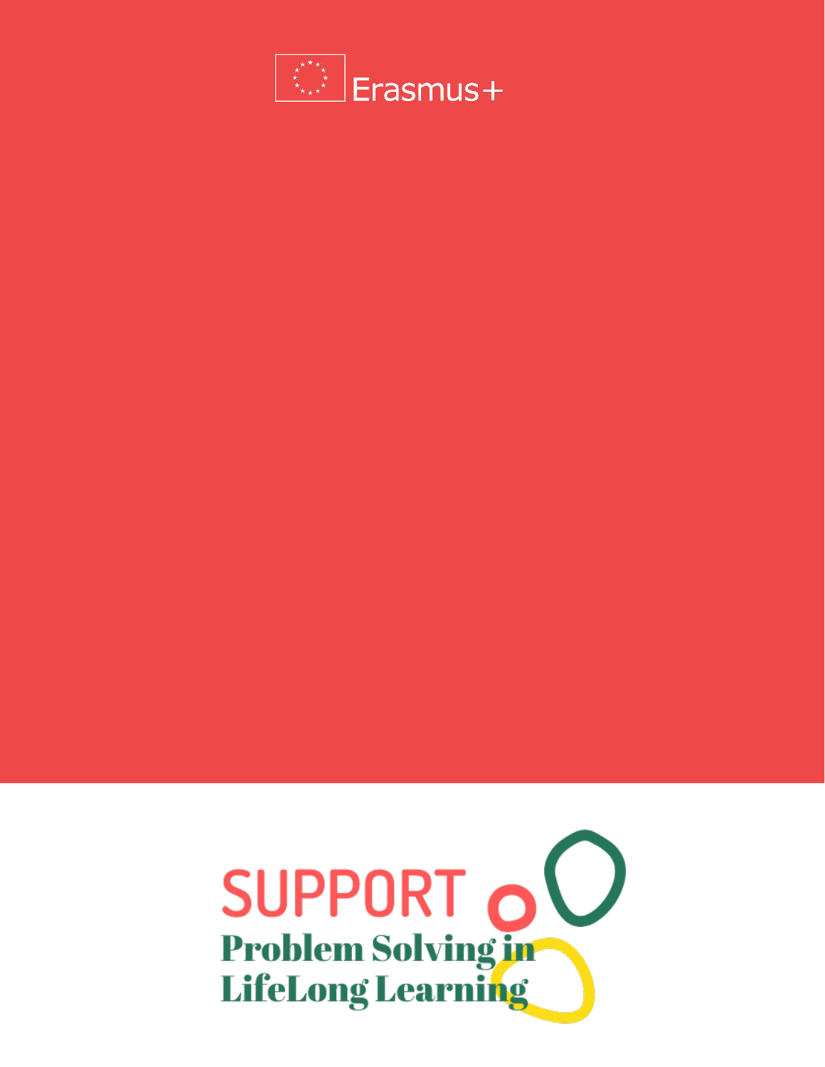Erasmus+

SUPPORT

Problem Solving in LifeLong Learning